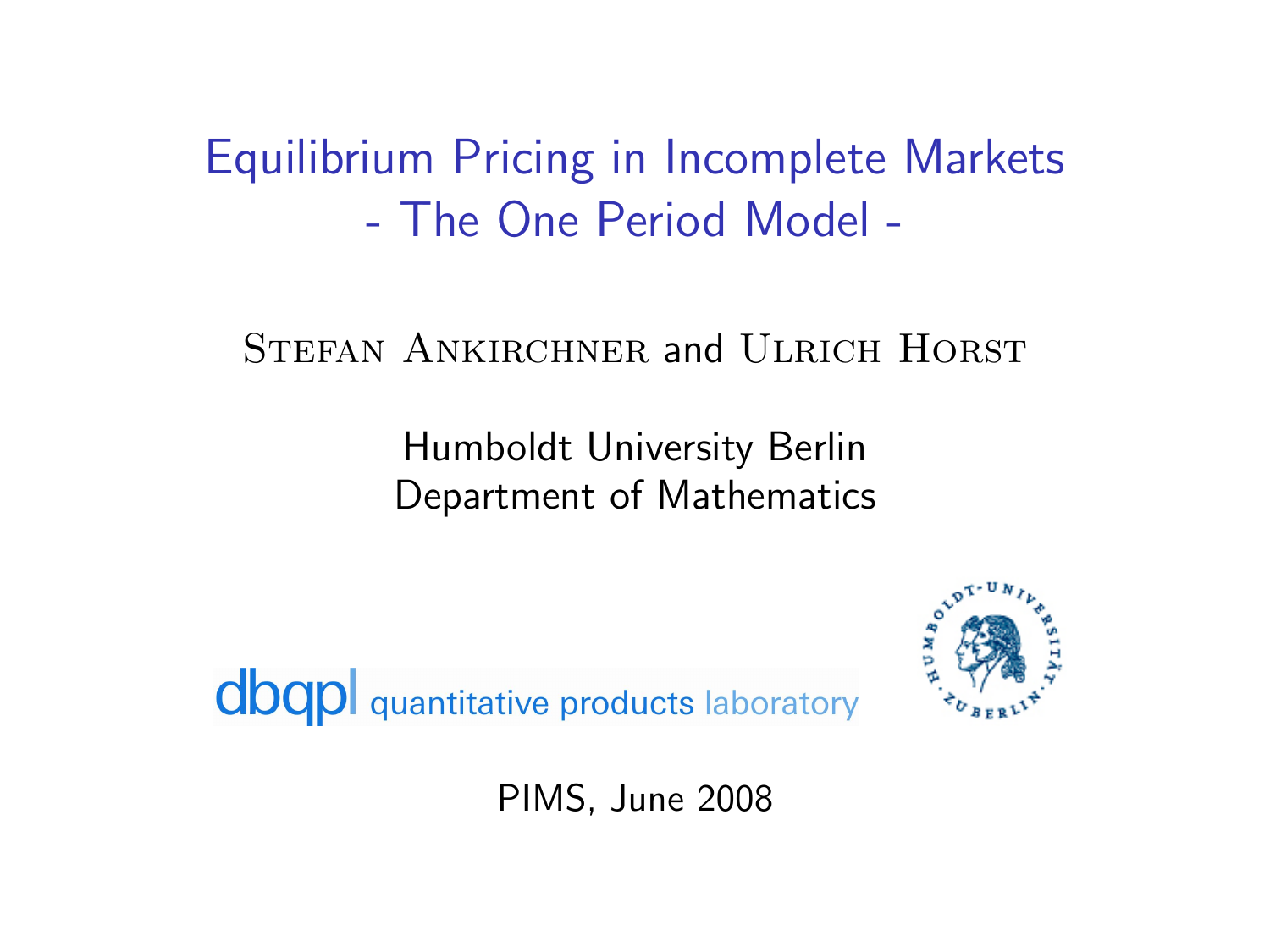# Equilibrium Pricing in Incomplete Markets - The One Period Model -

Stefan Ankirchner and Ulrich Horst

Humboldt University Berlin
Department of Mathematics

dbqpl quantitative products laboratory

PIMS, June 2008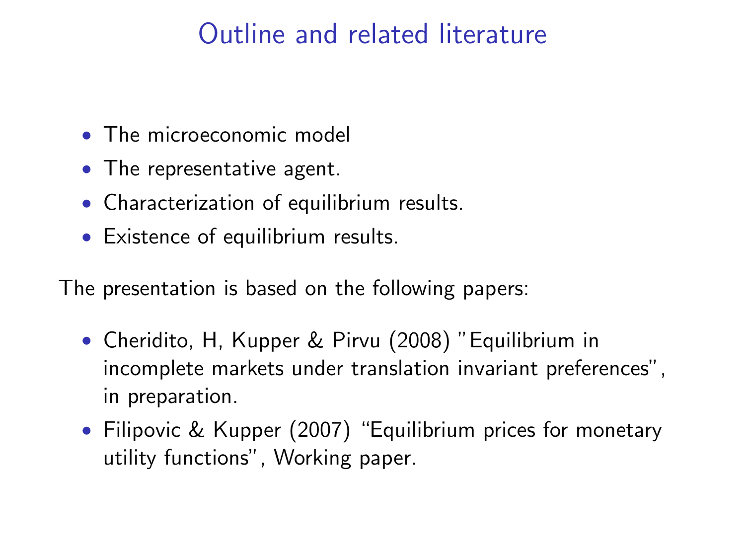# Outline and related literature

- The microeconomic model
- The representative agent.
- Characterization of equilibrium results.
- Existence of equilibrium results.

The presentation is based on the following papers:

- Cheridito, H, Kupper & Pirvu (2008) "Equilibrium in incomplete markets under translation invariant preferences", in preparation.
- Filipovic & Kupper (2007) "Equilibrium prices for monetary utility functions", Working paper.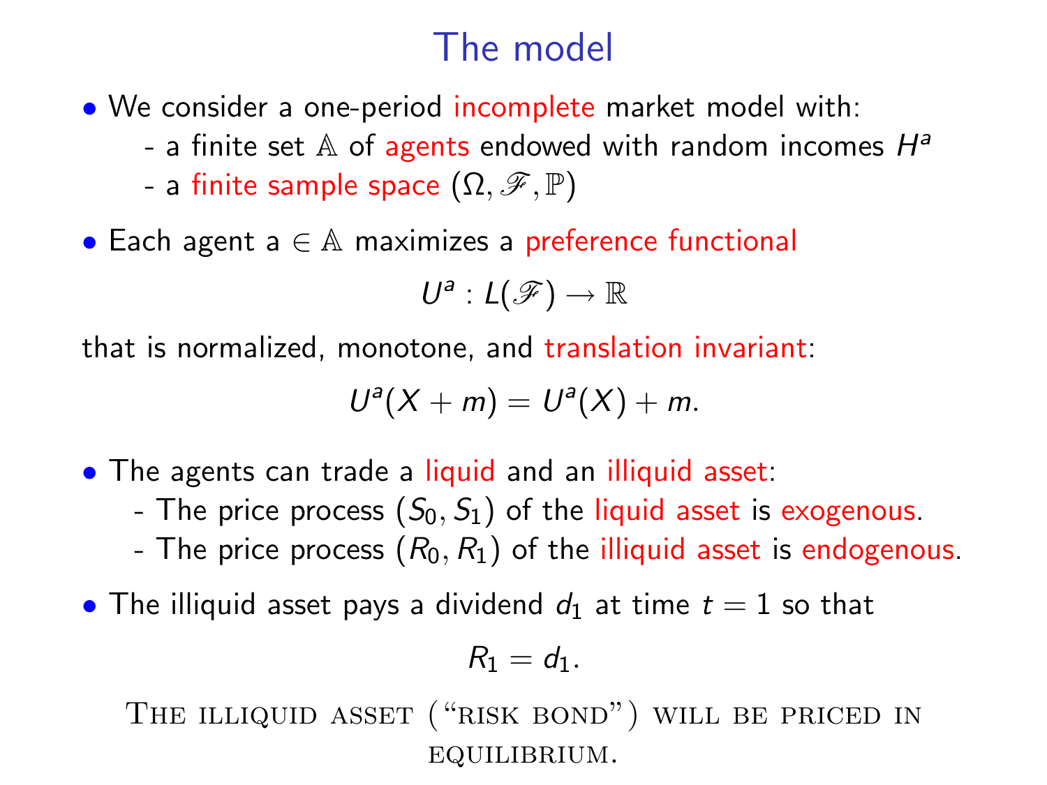# The model

- We consider a one-period incomplete market model with:
  - a finite set $\mathbb{A}$ of agents endowed with random incomes $H^a$
  - a finite sample space $(\Omega, \mathscr{F}, \mathbb{P})$
- Each agent a $\in \mathbb{A}$ maximizes a preference functional

$$U^a : L(\mathscr{F}) \to \mathbb{R}$$

that is normalized, monotone, and translation invariant:

$$U^a(X + m) = U^a(X) + m.$$

- The agents can trade a liquid and an illiquid asset:
  - The price process $(S_0, S_1)$ of the liquid asset is exogenous.
  - The price process $(R_0, R_1)$ of the illiquid asset is endogenous.
- The illiquid asset pays a dividend $d_1$ at time $t = 1$ so that

$$R_1 = d_1.$$

The illiquid asset ("risk bond") will be priced in equilibrium.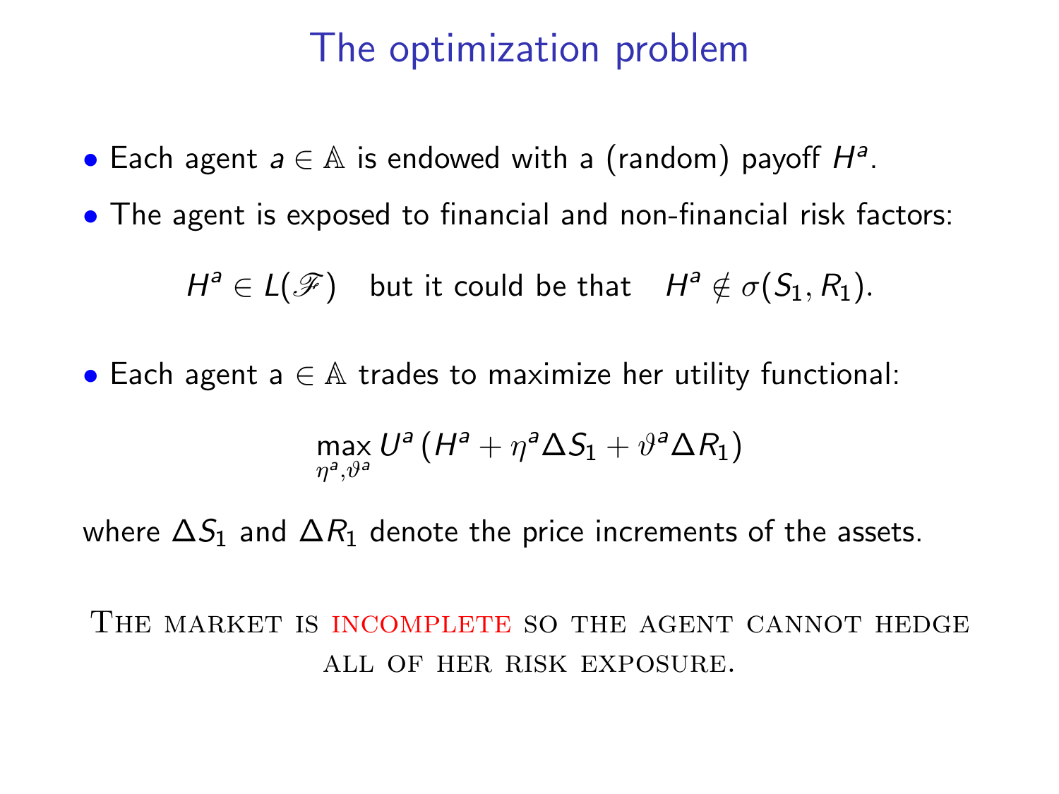# The optimization problem

- Each agent $a \in \mathbb{A}$ is endowed with a (random) payoff $H^a$.
- The agent is exposed to financial and non-financial risk factors:

$$H^a \in L(\mathscr{F}) \quad \text{but it could be that} \quad H^a \notin \sigma(S_1, R_1).$$

- Each agent a $\in \mathbb{A}$ trades to maximize her utility functional:

$$\max_{\eta^a, \vartheta^a} U^a \left( H^a + \eta^a \Delta S_1 + \vartheta^a \Delta R_1 \right)$$

where $\Delta S_1$ and $\Delta R_1$ denote the price increments of the assets.

THE MARKET IS INCOMPLETE SO THE AGENT CANNOT HEDGE ALL OF HER RISK EXPOSURE.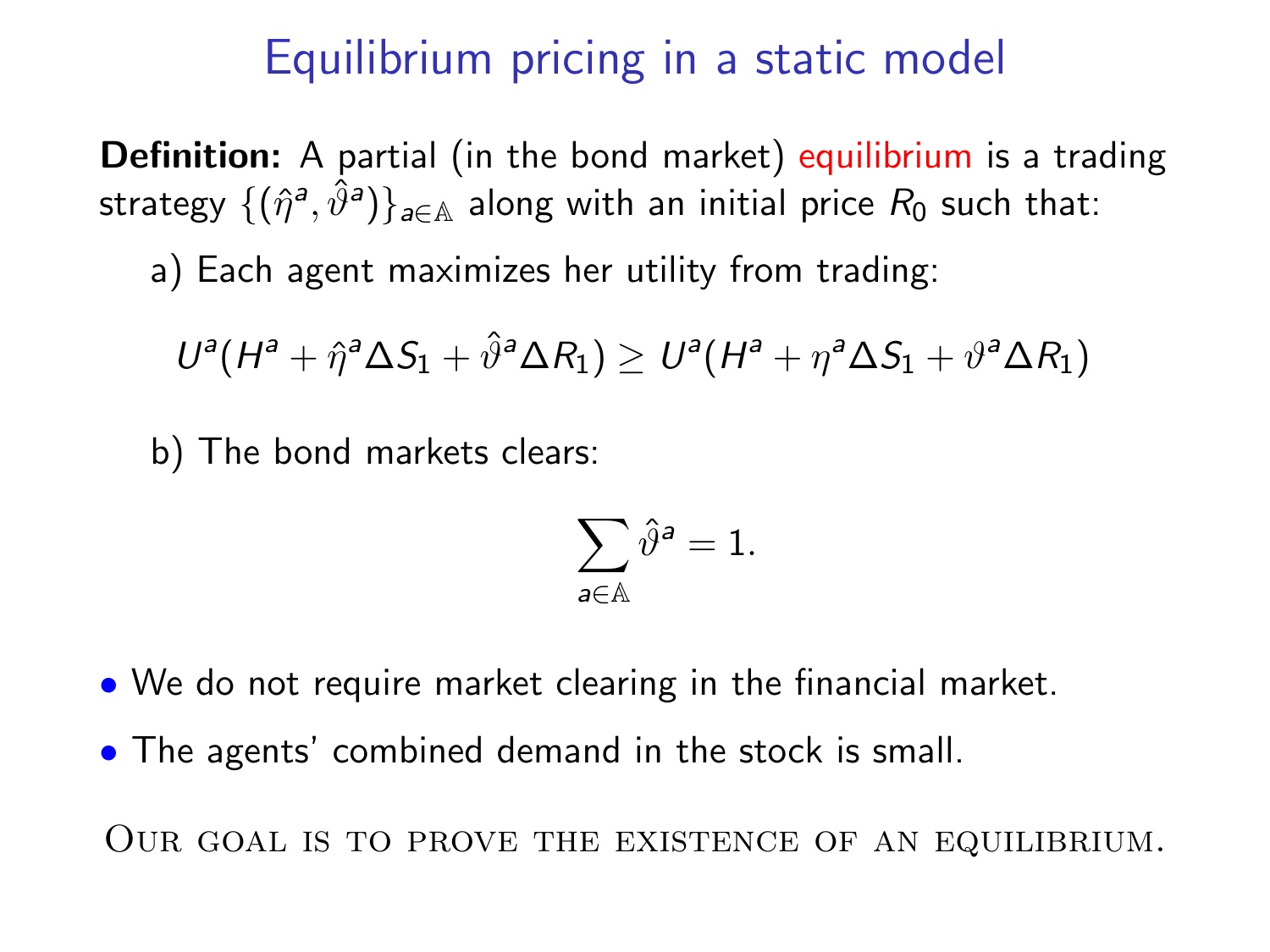# Equilibrium pricing in a static model

**Definition:** A partial (in the bond market) equilibrium is a trading strategy $\{(\hat{\eta}^a, \hat{\vartheta}^a)\}_{a \in \mathbb{A}}$ along with an initial price $R_0$ such that:

a) Each agent maximizes her utility from trading:

$$U^a(H^a + \hat{\eta}^a \Delta S_1 + \hat{\vartheta}^a \Delta R_1) \geq U^a(H^a + \eta^a \Delta S_1 + \vartheta^a \Delta R_1)$$

b) The bond markets clears:

$$\sum_{a \in \mathbb{A}} \hat{\vartheta}^a = 1.$$

- We do not require market clearing in the financial market.
- The agents' combined demand in the stock is small.

Our goal is to prove the existence of an equilibrium.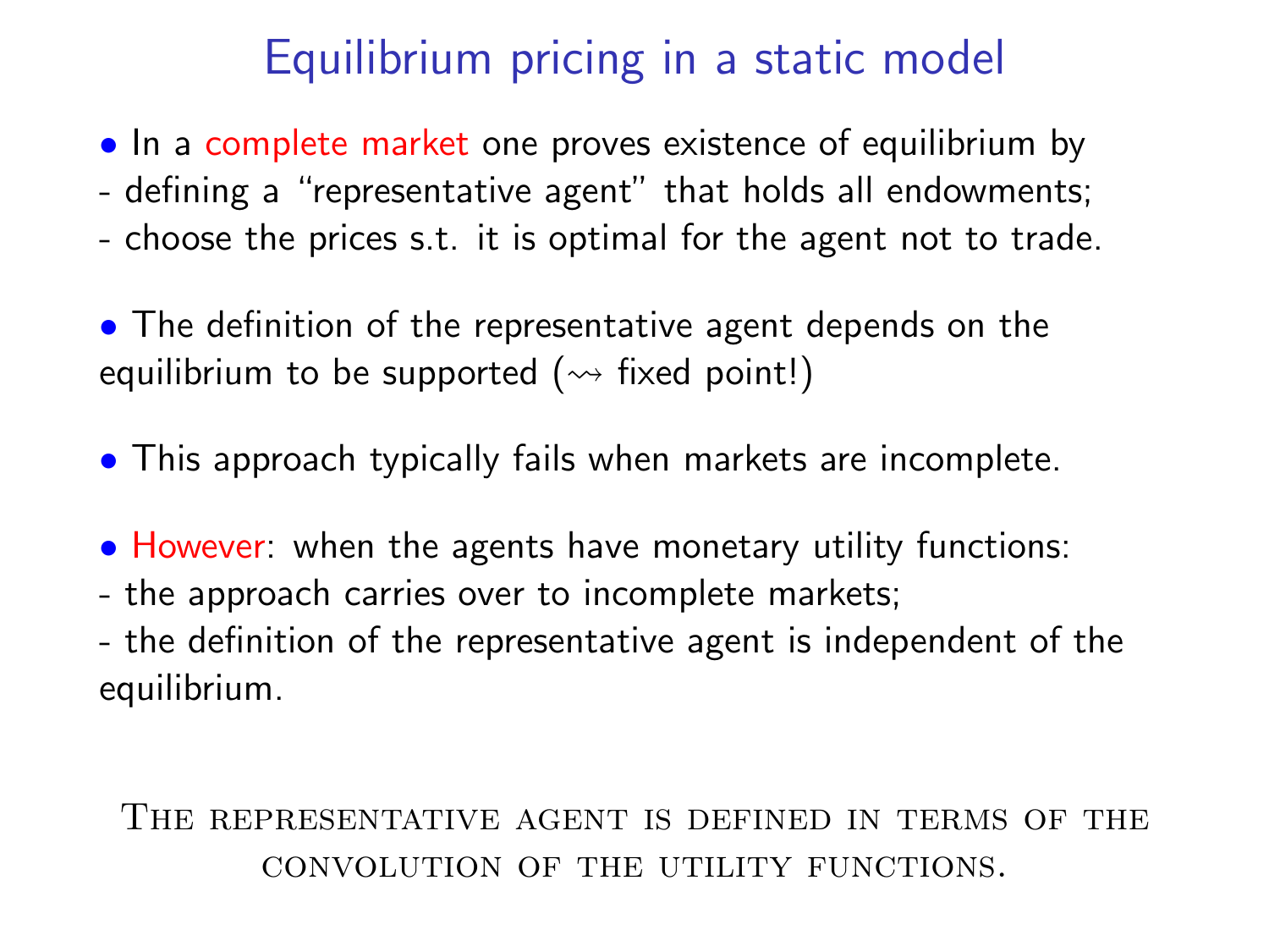# Equilibrium pricing in a static model

- In a complete market one proves existence of equilibrium by
  - defining a "representative agent" that holds all endowments;
  - choose the prices s.t. it is optimal for the agent not to trade.

- The definition of the representative agent depends on the equilibrium to be supported ($\rightsquigarrow$ fixed point!)

- This approach typically fails when markets are incomplete.

- However: when the agents have monetary utility functions:
  - the approach carries over to incomplete markets;
  - the definition of the representative agent is independent of the equilibrium.

The representative agent is defined in terms of the convolution of the utility functions.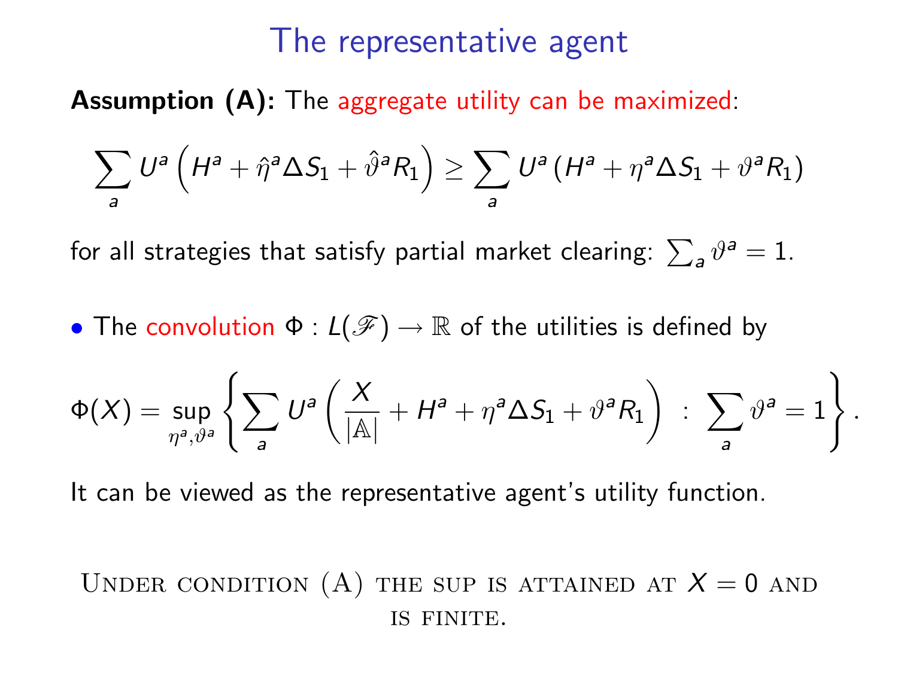# The representative agent

**Assumption (A):** The aggregate utility can be maximized:

$$\sum_a U^a\left(H^a + \hat{\eta}^a \Delta S_1 + \hat{\vartheta}^a R_1\right) \geq \sum_a U^a\left(H^a + \eta^a \Delta S_1 + \vartheta^a R_1\right)$$

for all strategies that satisfy partial market clearing: $\sum_a \vartheta^a = 1$.

- The convolution $\Phi : L(\mathscr{F}) \to \mathbb{R}$ of the utilities is defined by

$$\Phi(X) = \sup_{\eta^a, \vartheta^a} \left\{ \sum_a U^a\left(\frac{X}{|\mathbb{A}|} + H^a + \eta^a \Delta S_1 + \vartheta^a R_1\right) \, : \, \sum_a \vartheta^a = 1 \right\}.$$

It can be viewed as the representative agent's utility function.

Under condition (A) the sup is attained at $X = 0$ and is finite.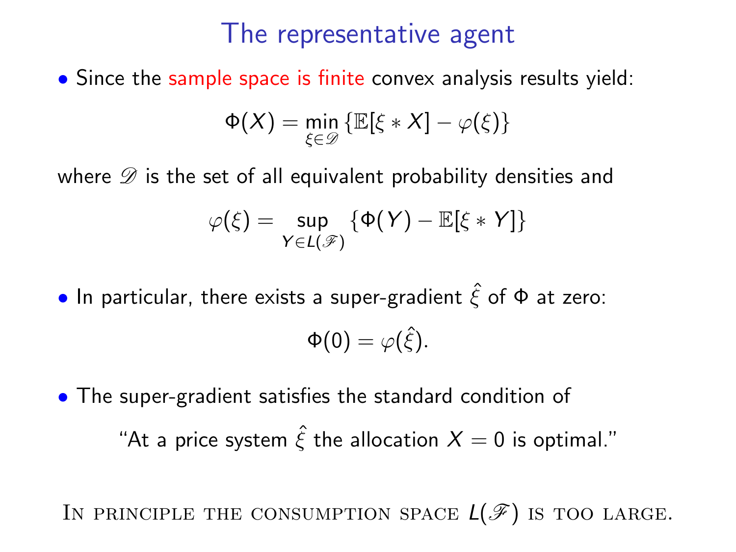# The representative agent

- Since the sample space is finite convex analysis results yield:

$$\Phi(X) = \min_{\xi \in \mathscr{D}} \{\mathbb{E}[\xi * X] - \varphi(\xi)\}$$

where $\mathscr{D}$ is the set of all equivalent probability densities and

$$\varphi(\xi) = \sup_{Y \in L(\mathscr{F})} \{\Phi(Y) - \mathbb{E}[\xi * Y]\}$$

- In particular, there exists a super-gradient $\hat{\xi}$ of $\Phi$ at zero:

$$\Phi(0) = \varphi(\hat{\xi}).$$

- The super-gradient satisfies the standard condition of

"At a price system $\hat{\xi}$ the allocation $X = 0$ is optimal."

In principle the consumption space $L(\mathscr{F})$ is too large.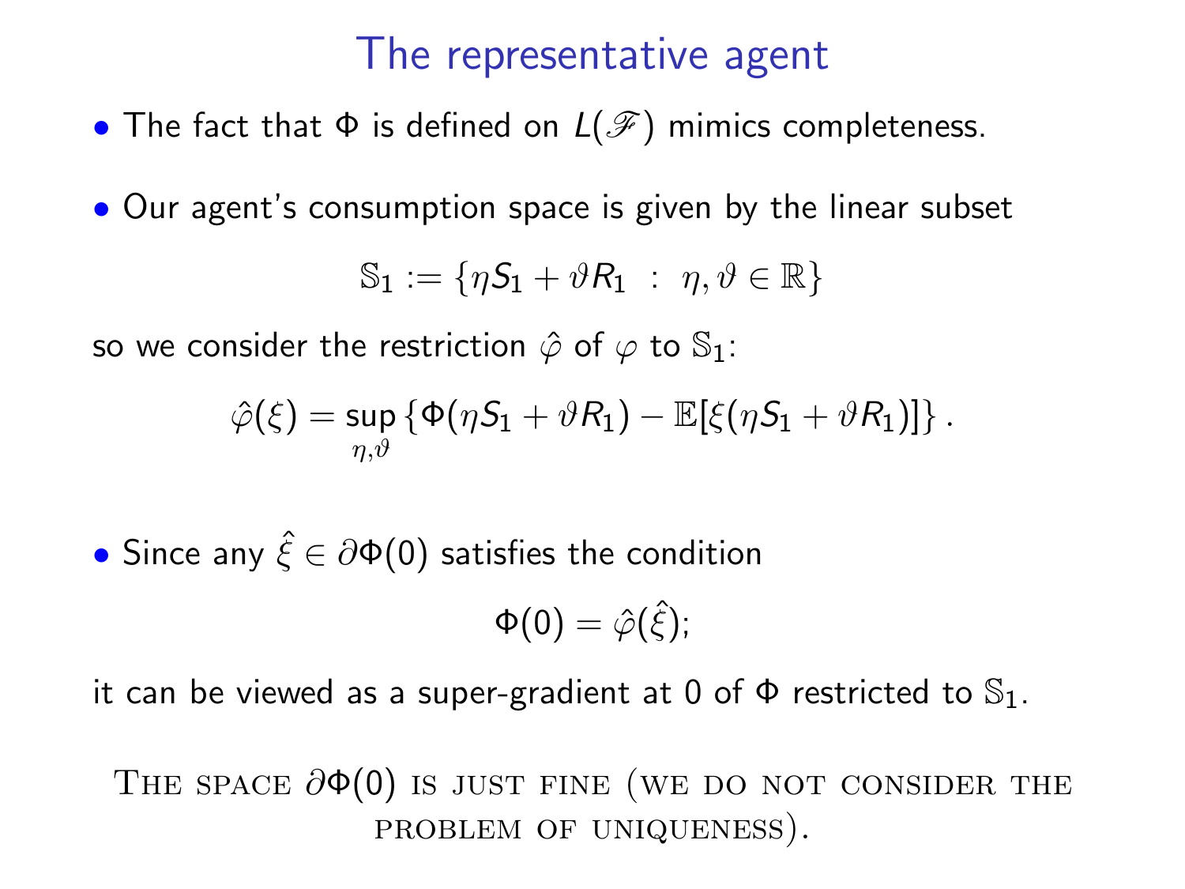# The representative agent

- The fact that $\Phi$ is defined on $L(\mathscr{F})$ mimics completeness.

- Our agent's consumption space is given by the linear subset

$$\mathbb{S}_1 := \{\eta S_1 + \vartheta R_1 \ : \ \eta, \vartheta \in \mathbb{R}\}$$

so we consider the restriction $\hat{\varphi}$ of $\varphi$ to $\mathbb{S}_1$:

$$\hat{\varphi}(\xi) = \sup_{\eta,\vartheta} \{\Phi(\eta S_1 + \vartheta R_1) - \mathbb{E}[\xi(\eta S_1 + \vartheta R_1)]\} .$$

- Since any $\hat{\xi} \in \partial\Phi(0)$ satisfies the condition

$$\Phi(0) = \hat{\varphi}(\hat{\xi});$$

it can be viewed as a super-gradient at 0 of $\Phi$ restricted to $\mathbb{S}_1$.

The space $\partial\Phi(0)$ is just fine (we do not consider the problem of uniqueness).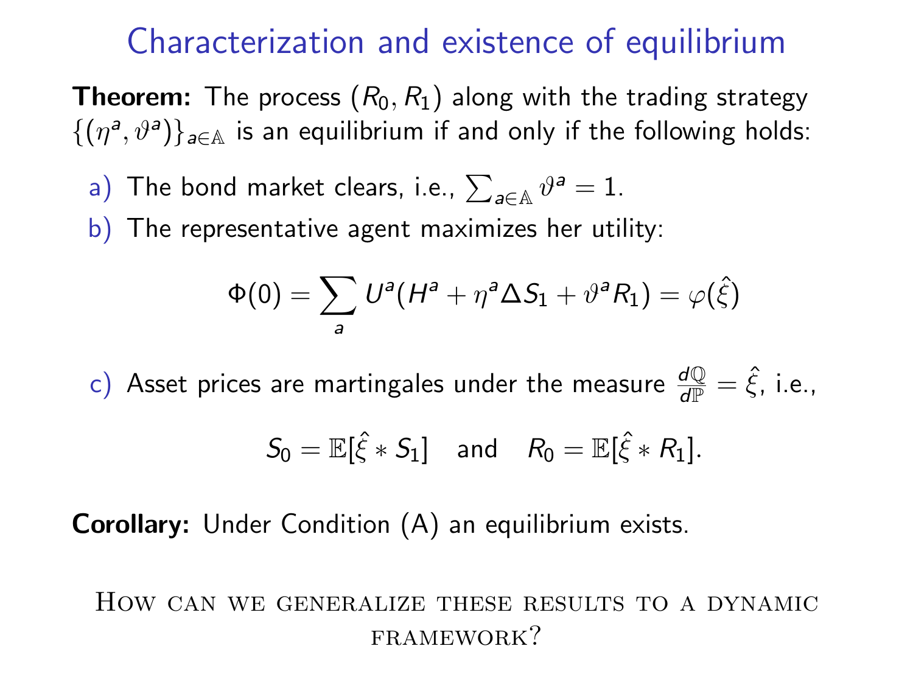# Characterization and existence of equilibrium

**Theorem:** The process $(R_0, R_1)$ along with the trading strategy $\{(\eta^a, \vartheta^a)\}_{a \in \mathbb{A}}$ is an equilibrium if and only if the following holds:

a) The bond market clears, i.e., $\sum_{a \in \mathbb{A}} \vartheta^a = 1$.

b) The representative agent maximizes her utility:

$$\Phi(0) = \sum_a U^a(H^a + \eta^a \Delta S_1 + \vartheta^a R_1) = \varphi(\hat{\xi})$$

c) Asset prices are martingales under the measure $\frac{d\mathbb{Q}}{d\mathbb{P}} = \hat{\xi}$, i.e.,

$$S_0 = \mathbb{E}[\hat{\xi} * S_1] \quad \text{and} \quad R_0 = \mathbb{E}[\hat{\xi} * R_1].$$

**Corollary:** Under Condition (A) an equilibrium exists.

How can we generalize these results to a dynamic framework?